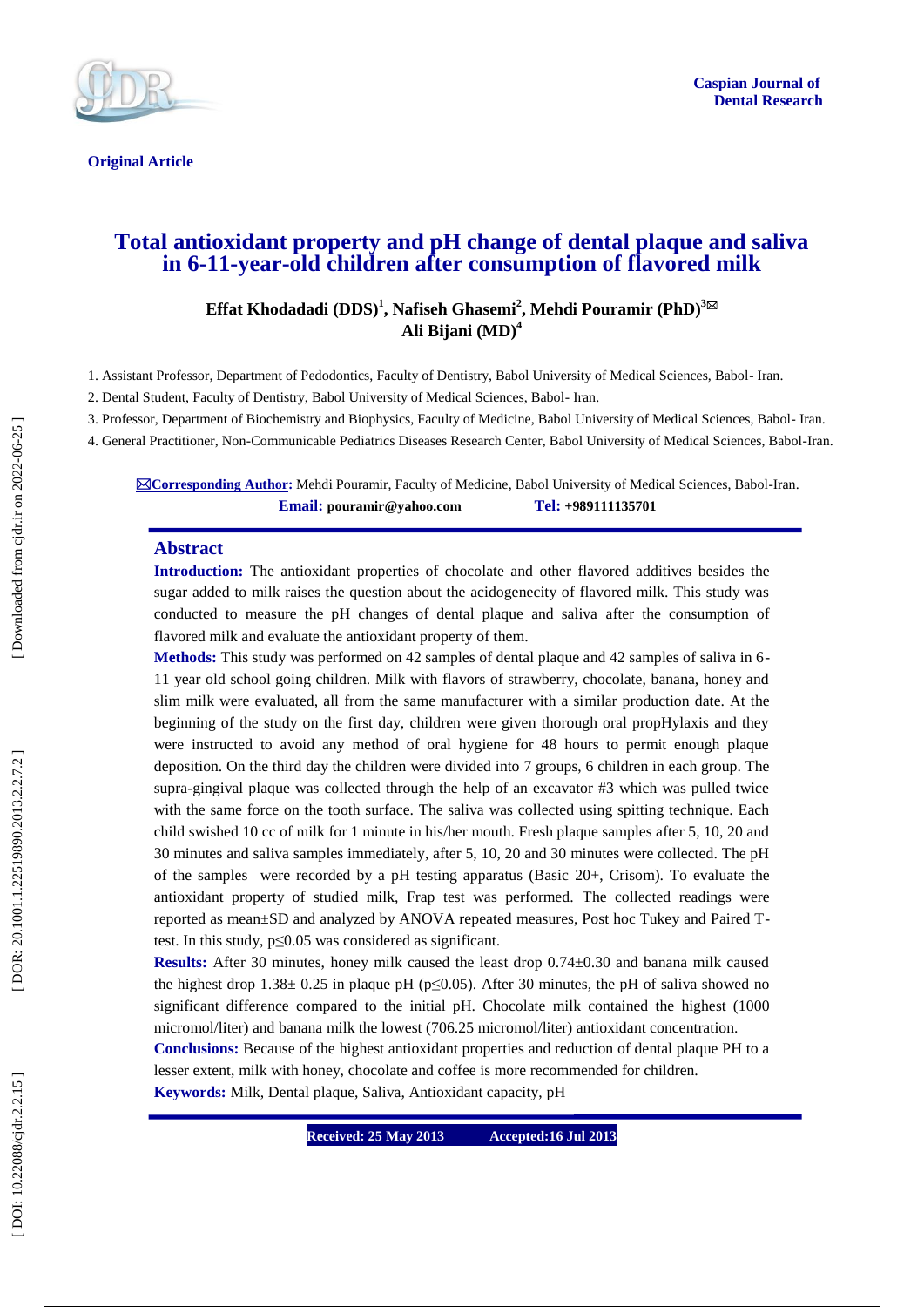**Original Article**

# Total antioxidant property and pH change of dental plaque and saliva in 6-11-year-old children after consumption of flavored milk

**Effat Khodadadi (DDS)[1], Nafiseh Ghasemi[2], Mehdi Pouramir (PhD)[3]✉ Ali Bijani (MD)[4]**

1. Assistant Professor, Department of Pedodontics, Faculty of Dentistry, Babol University of Medical Sciences, Babol- Iran.
2. Dental Student, Faculty of Dentistry, Babol University of Medical Sciences, Babol- Iran.
3. Professor, Department of Biochemistry and Biophysics, Faculty of Medicine, Babol University of Medical Sciences, Babol- Iran.
4. General Practitioner, Non-Communicable Pediatrics Diseases Research Center, Babol University of Medical Sciences, Babol-Iran.

✉**Corresponding Author:** Mehdi Pouramir, Faculty of Medicine, Babol University of Medical Sciences, Babol-Iran.
**Email:** pouramir@yahoo.com **Tel:** +989111135701

## Abstract

**Introduction:** The antioxidant properties of chocolate and other flavored additives besides the sugar added to milk raises the question about the acidogenecity of flavored milk. This study was conducted to measure the pH changes of dental plaque and saliva after the consumption of flavored milk and evaluate the antioxidant property of them.

**Methods:** This study was performed on 42 samples of dental plaque and 42 samples of saliva in 6-11 year old school going children. Milk with flavors of strawberry, chocolate, banana, honey and slim milk were evaluated, all from the same manufacturer with a similar production date. At the beginning of the study on the first day, children were given thorough oral propHylaxis and they were instructed to avoid any method of oral hygiene for 48 hours to permit enough plaque deposition. On the third day the children were divided into 7 groups, 6 children in each group. The supra-gingival plaque was collected through the help of an excavator #3 which was pulled twice with the same force on the tooth surface. The saliva was collected using spitting technique. Each child swished 10 cc of milk for 1 minute in his/her mouth. Fresh plaque samples after 5, 10, 20 and 30 minutes and saliva samples immediately, after 5, 10, 20 and 30 minutes were collected. The pH of the samples were recorded by a pH testing apparatus (Basic 20+, Crisom). To evaluate the antioxidant property of studied milk, Frap test was performed. The collected readings were reported as mean±SD and analyzed by ANOVA repeated measures, Post hoc Tukey and Paired T-test. In this study, $p \leq 0.05$ was considered as significant.

**Results:** After 30 minutes, honey milk caused the least drop 0.74±0.30 and banana milk caused the highest drop 1.38± 0.25 in plaque pH ($p \leq 0.05$). After 30 minutes, the pH of saliva showed no significant difference compared to the initial pH. Chocolate milk contained the highest (1000 micromol/liter) and banana milk the lowest (706.25 micromol/liter) antioxidant concentration.

**Conclusions:** Because of the highest antioxidant properties and reduction of dental plaque PH to a lesser extent, milk with honey, chocolate and coffee is more recommended for children.

**Keywords:** Milk, Dental plaque, Saliva, Antioxidant capacity, pH

**Received: 25 May 2013 Accepted:16 Jul 2013**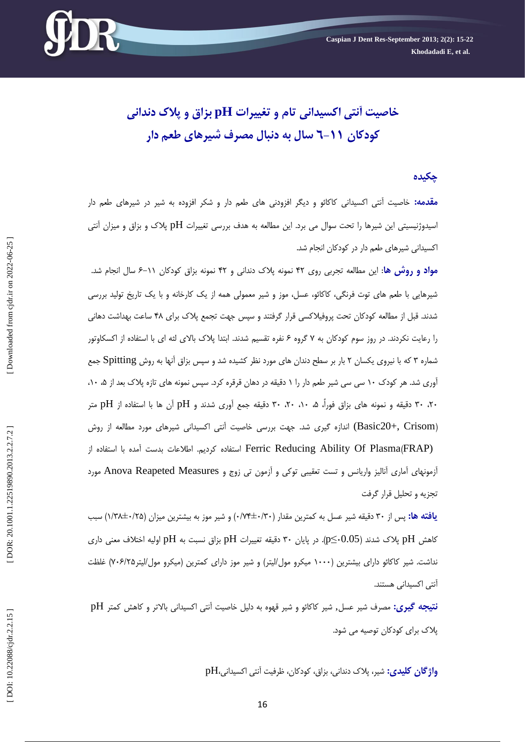# خاصیت آنتی اکسیدانی تام و تغییرات pH بزاق و پلاک دندانی کودکان ۱۱-۶ سال به دنبال مصرف شیرهای طعم دار

## چکیده

**مقدمه:** خاصیت آنتی اکسیدانی کاکائو و دیگر افزودنی های طعم دار و شکر افزوده به شیر در شیرهای طعم دار اسیدوژنیسیتی این شیرها را تحت سوال می برد. این مطالعه به هدف بررسی تغییرات pH پلاک و بزاق و میزان آنتی اکسیدانی شیرهای طعم دار در کودکان انجام شد.

**مواد و روش ها:** این مطالعه تجربی روی ۴۲ نمونه پلاک دندانی و ۴۲ نمونه بزاق کودکان ۱۱-۶ سال انجام شد. شیرهایی با طعم های توت فرنگی، کاکائو، عسل، موز و شیر معمولی همه از یک کارخانه و با یک تاریخ تولید بررسی شدند. قبل از مطالعه کودکان تحت پروفیلاکسی قرار گرفتند و سپس جهت تجمع پلاک برای ۴۸ ساعت بهداشت دهانی را رعایت نکردند. در روز سوم کودکان به ۷ گروه ۶ نفره تقسیم شدند. ابتدا پلاک بالای لثه ای با استفاده از اکسکاوتور شماره ۳ که با نیروی یکسان ۲ بار بر سطح دندان های مورد نظر کشیده شد و سپس بزاق آنها به روش Spitting جمع آوری شد. هر کودک ۱۰ سی سی شیر طعم دار را ۱ دقیقه در دهان قرقره کرد. سپس نمونه های تازه پلاک بعد از ۵، ۱۰، ۲۰، ۳۰ دقیقه و نمونه های بزاق فوراً، ۵، ۱۰، ۲۰، ۳۰ دقیقه جمع آوری شدند و pH آن ها با استفاده از pH متر (Basic20+, Crisom) اندازه گیری شد. جهت بررسی خاصیت آنتی اکسیدانی شیرهای مورد مطالعه از روش Ferric Reducing Ability Of Plasma(FRAP) استفاده کردیم. اطلاعات بدست آمده با استفاده از آزمونهای آماری آنالیز واریانس و تست تعقیبی توکی و آزمون تی زوج و Anova Reapeted Measures مورد تجزیه و تحلیل قرار گرفت

**یافته ها:** پس از ۳۰ دقیقه شیر عسل به کمترین مقدار (۰/۷۴±۰/۳۰) و شیر موز به بیشترین میزان (۱/۳۸±۰/۲۵) سبب کاهش pH پلاک شدند ($p\leq 0.05$). در پایان ۳۰ دقیقه تغییرات pH بزاق نسبت به pH اولیه اختلاف معنی داری نداشت. شیر کاکائو دارای بیشترین (۱۰۰۰ میکرو مول/لیتر) و شیر موز دارای کمترین (میکرو مول/لیتر۷۰۶/۲۵) غلظت آنتی اکسیدانی هستند.

**نتیجه گیری:** مصرف شیر عسل, شیر کاکائو و شیر قهوه به دلیل خاصیت آنتی اکسیدانی بالاتر و کاهش کمتر pH پلاک برای کودکان توصیه می شود.

**واژگان کلیدی:** شیر، پلاک دندانی، بزاق، کودکان، ظرفیت آنتی اکسیدانی،pH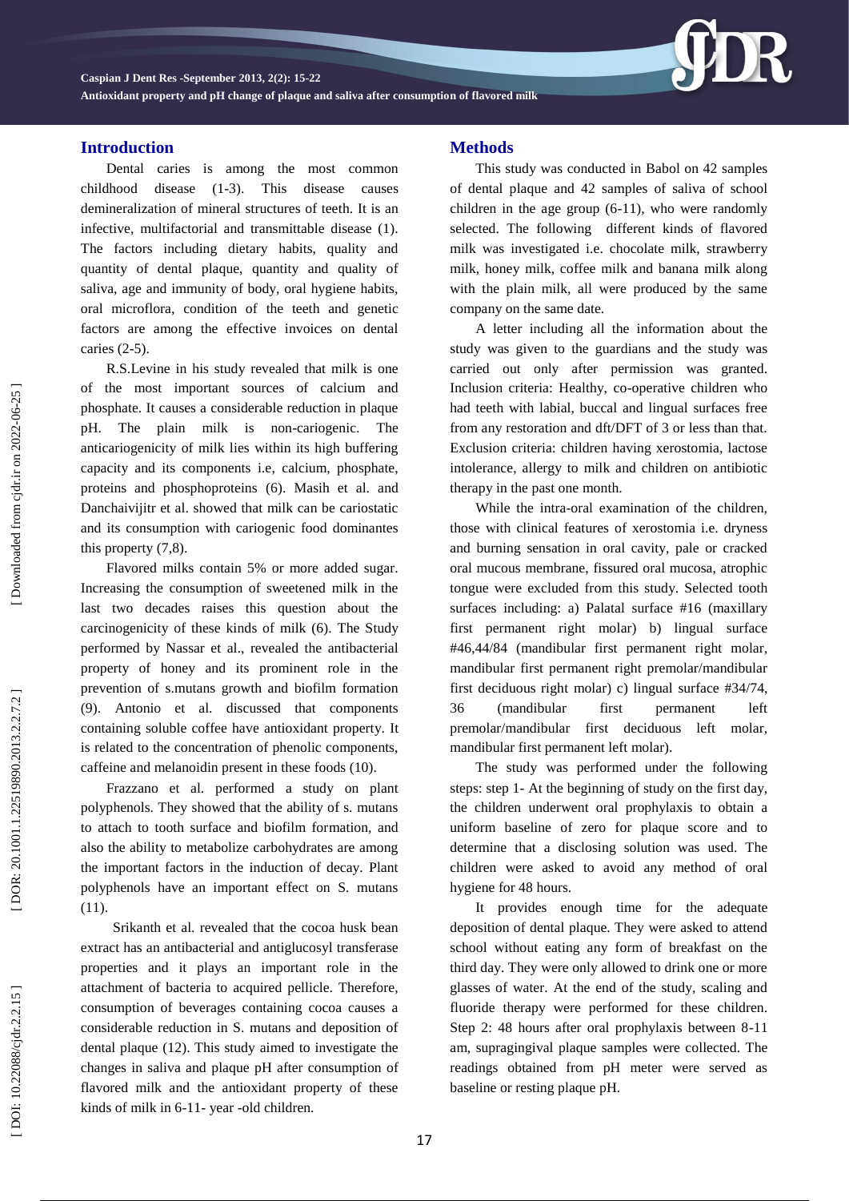## Introduction

Dental caries is among the most common childhood disease (1-3). This disease causes demineralization of mineral structures of teeth. It is an infective, multifactorial and transmittable disease (1). The factors including dietary habits, quality and quantity of dental plaque, quantity and quality of saliva, age and immunity of body, oral hygiene habits, oral microflora, condition of the teeth and genetic factors are among the effective invoices on dental caries (2-5).

R.S.Levine in his study revealed that milk is one of the most important sources of calcium and phosphate. It causes a considerable reduction in plaque pH. The plain milk is non-cariogenic. The anticariogenicity of milk lies within its high buffering capacity and its components i.e, calcium, phosphate, proteins and phosphoproteins (6). Masih et al. and Danchaivijitr et al. showed that milk can be cariostatic and its consumption with cariogenic food dominantes this property (7,8).

Flavored milks contain 5% or more added sugar. Increasing the consumption of sweetened milk in the last two decades raises this question about the carcinogenicity of these kinds of milk (6). The Study performed by Nassar et al., revealed the antibacterial property of honey and its prominent role in the prevention of s.mutans growth and biofilm formation (9). Antonio et al. discussed that components containing soluble coffee have antioxidant property. It is related to the concentration of phenolic components, caffeine and melanoidin present in these foods (10).

Frazzano et al. performed a study on plant polyphenols. They showed that the ability of s. mutans to attach to tooth surface and biofilm formation, and also the ability to metabolize carbohydrates are among the important factors in the induction of decay. Plant polyphenols have an important effect on S. mutans (11).

Srikanth et al. revealed that the cocoa husk bean extract has an antibacterial and antiglucosyl transferase properties and it plays an important role in the attachment of bacteria to acquired pellicle. Therefore, consumption of beverages containing cocoa causes a considerable reduction in S. mutans and deposition of dental plaque (12). This study aimed to investigate the changes in saliva and plaque pH after consumption of flavored milk and the antioxidant property of these kinds of milk in 6-11- year -old children.

## Methods

This study was conducted in Babol on 42 samples of dental plaque and 42 samples of saliva of school children in the age group (6-11), who were randomly selected. The following different kinds of flavored milk was investigated i.e. chocolate milk, strawberry milk, honey milk, coffee milk and banana milk along with the plain milk, all were produced by the same company on the same date.

A letter including all the information about the study was given to the guardians and the study was carried out only after permission was granted. Inclusion criteria: Healthy, co-operative children who had teeth with labial, buccal and lingual surfaces free from any restoration and dft/DFT of 3 or less than that. Exclusion criteria: children having xerostomia, lactose intolerance, allergy to milk and children on antibiotic therapy in the past one month.

While the intra-oral examination of the children, those with clinical features of xerostomia i.e. dryness and burning sensation in oral cavity, pale or cracked oral mucous membrane, fissured oral mucosa, atrophic tongue were excluded from this study. Selected tooth surfaces including: a) Palatal surface #16 (maxillary first permanent right molar) b) lingual surface #46,44/84 (mandibular first permanent right molar, mandibular first permanent right premolar/mandibular first deciduous right molar) c) lingual surface #34/74, 36 (mandibular first permanent left premolar/mandibular first deciduous left molar, mandibular first permanent left molar).

The study was performed under the following steps: step 1- At the beginning of study on the first day, the children underwent oral prophylaxis to obtain a uniform baseline of zero for plaque score and to determine that a disclosing solution was used. The children were asked to avoid any method of oral hygiene for 48 hours.

It provides enough time for the adequate deposition of dental plaque. They were asked to attend school without eating any form of breakfast on the third day. They were only allowed to drink one or more glasses of water. At the end of the study, scaling and fluoride therapy were performed for these children. Step 2: 48 hours after oral prophylaxis between 8-11 am, supragingival plaque samples were collected. The readings obtained from pH meter were served as baseline or resting plaque pH.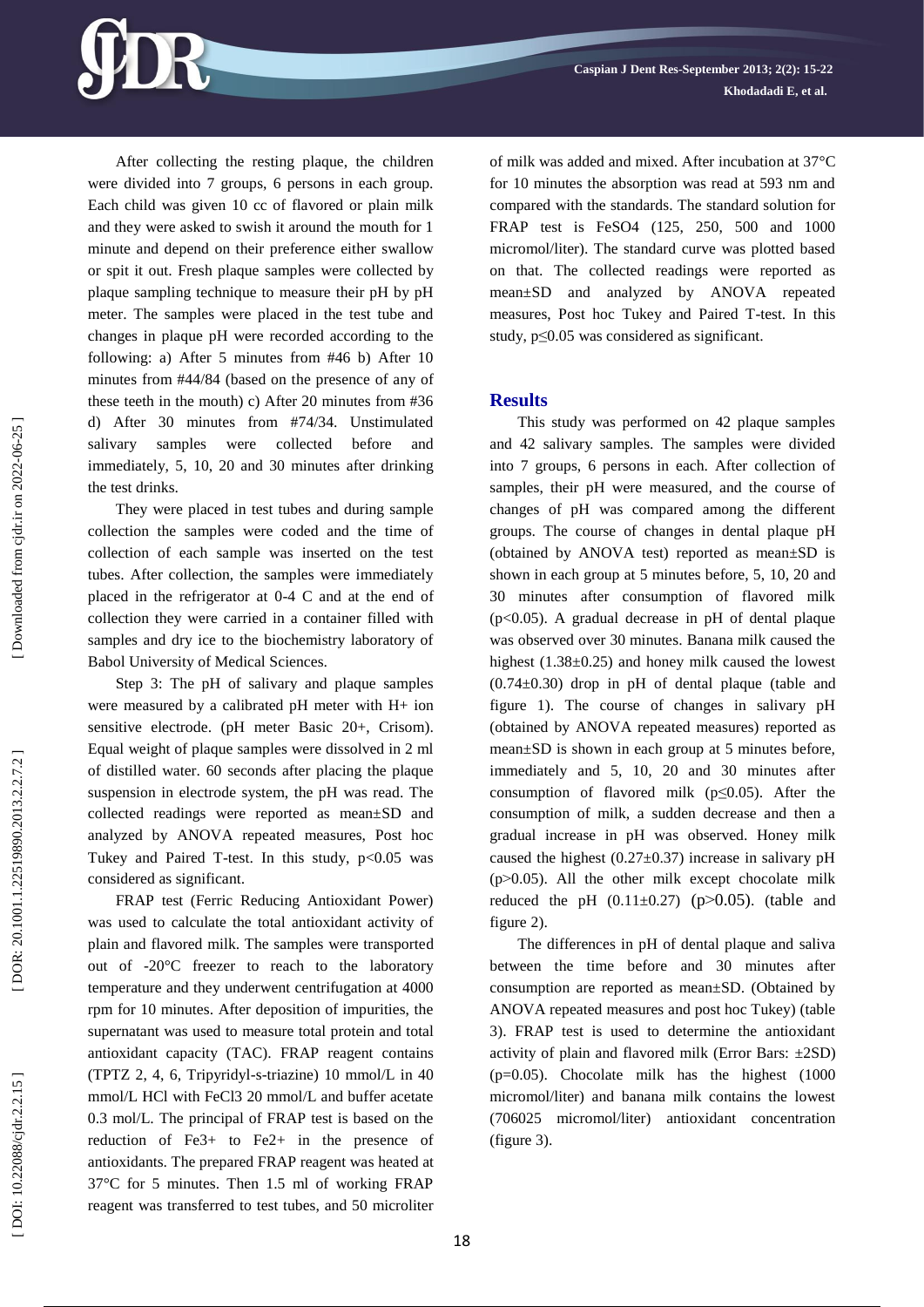After collecting the resting plaque, the children were divided into 7 groups, 6 persons in each group. Each child was given 10 cc of flavored or plain milk and they were asked to swish it around the mouth for 1 minute and depend on their preference either swallow or spit it out. Fresh plaque samples were collected by plaque sampling technique to measure their pH by pH meter. The samples were placed in the test tube and changes in plaque pH were recorded according to the following: a) After 5 minutes from #46 b) After 10 minutes from #44/84 (based on the presence of any of these teeth in the mouth) c) After 20 minutes from #36 d) After 30 minutes from #74/34. Unstimulated salivary samples were collected before and immediately, 5, 10, 20 and 30 minutes after drinking the test drinks.

They were placed in test tubes and during sample collection the samples were coded and the time of collection of each sample was inserted on the test tubes. After collection, the samples were immediately placed in the refrigerator at 0-4 C and at the end of collection they were carried in a container filled with samples and dry ice to the biochemistry laboratory of Babol University of Medical Sciences.

Step 3: The pH of salivary and plaque samples were measured by a calibrated pH meter with H+ ion sensitive electrode. (pH meter Basic 20+, Crisom). Equal weight of plaque samples were dissolved in 2 ml of distilled water. 60 seconds after placing the plaque suspension in electrode system, the pH was read. The collected readings were reported as mean±SD and analyzed by ANOVA repeated measures, Post hoc Tukey and Paired T-test. In this study, $p<0.05$ was considered as significant.

FRAP test (Ferric Reducing Antioxidant Power) was used to calculate the total antioxidant activity of plain and flavored milk. The samples were transported out of -20°C freezer to reach to the laboratory temperature and they underwent centrifugation at 4000 rpm for 10 minutes. After deposition of impurities, the supernatant was used to measure total protein and total antioxidant capacity (TAC). FRAP reagent contains (TPTZ 2, 4, 6, Tripyridyl-s-triazine) 10 mmol/L in 40 mmol/L HCl with $FeCl_3$ 20 mmol/L and buffer acetate 0.3 mol/L. The principal of FRAP test is based on the reduction of $Fe^{3+}$ to $Fe^{2+}$ in the presence of antioxidants. The prepared FRAP reagent was heated at 37°C for 5 minutes. Then 1.5 ml of working FRAP reagent was transferred to test tubes, and 50 microliter of milk was added and mixed. After incubation at 37°C for 10 minutes the absorption was read at 593 nm and compared with the standards. The standard solution for FRAP test is $FeSO_4$ (125, 250, 500 and 1000 micromol/liter). The standard curve was plotted based on that. The collected readings were reported as mean±SD and analyzed by ANOVA repeated measures, Post hoc Tukey and Paired T-test. In this study, $p\leq0.05$ was considered as significant.

## Results

This study was performed on 42 plaque samples and 42 salivary samples. The samples were divided into 7 groups, 6 persons in each. After collection of samples, their pH were measured, and the course of changes of pH was compared among the different groups. The course of changes in dental plaque pH (obtained by ANOVA test) reported as mean±SD is shown in each group at 5 minutes before, 5, 10, 20 and 30 minutes after consumption of flavored milk ($p<0.05$). A gradual decrease in pH of dental plaque was observed over 30 minutes. Banana milk caused the highest (1.38±0.25) and honey milk caused the lowest (0.74±0.30) drop in pH of dental plaque (table and figure 1). The course of changes in salivary pH (obtained by ANOVA repeated measures) reported as mean±SD is shown in each group at 5 minutes before, immediately and 5, 10, 20 and 30 minutes after consumption of flavored milk ($p\leq0.05$). After the consumption of milk, a sudden decrease and then a gradual increase in pH was observed. Honey milk caused the highest (0.27±0.37) increase in salivary pH ($p>0.05$). All the other milk except chocolate milk reduced the pH (0.11±0.27) ($p>0.05$). (table and figure 2).

The differences in pH of dental plaque and saliva between the time before and 30 minutes after consumption are reported as mean±SD. (Obtained by ANOVA repeated measures and post hoc Tukey) (table 3). FRAP test is used to determine the antioxidant activity of plain and flavored milk (Error Bars: ±2SD) ($p=0.05$). Chocolate milk has the highest (1000 micromol/liter) and banana milk contains the lowest (706025 micromol/liter) antioxidant concentration (figure 3).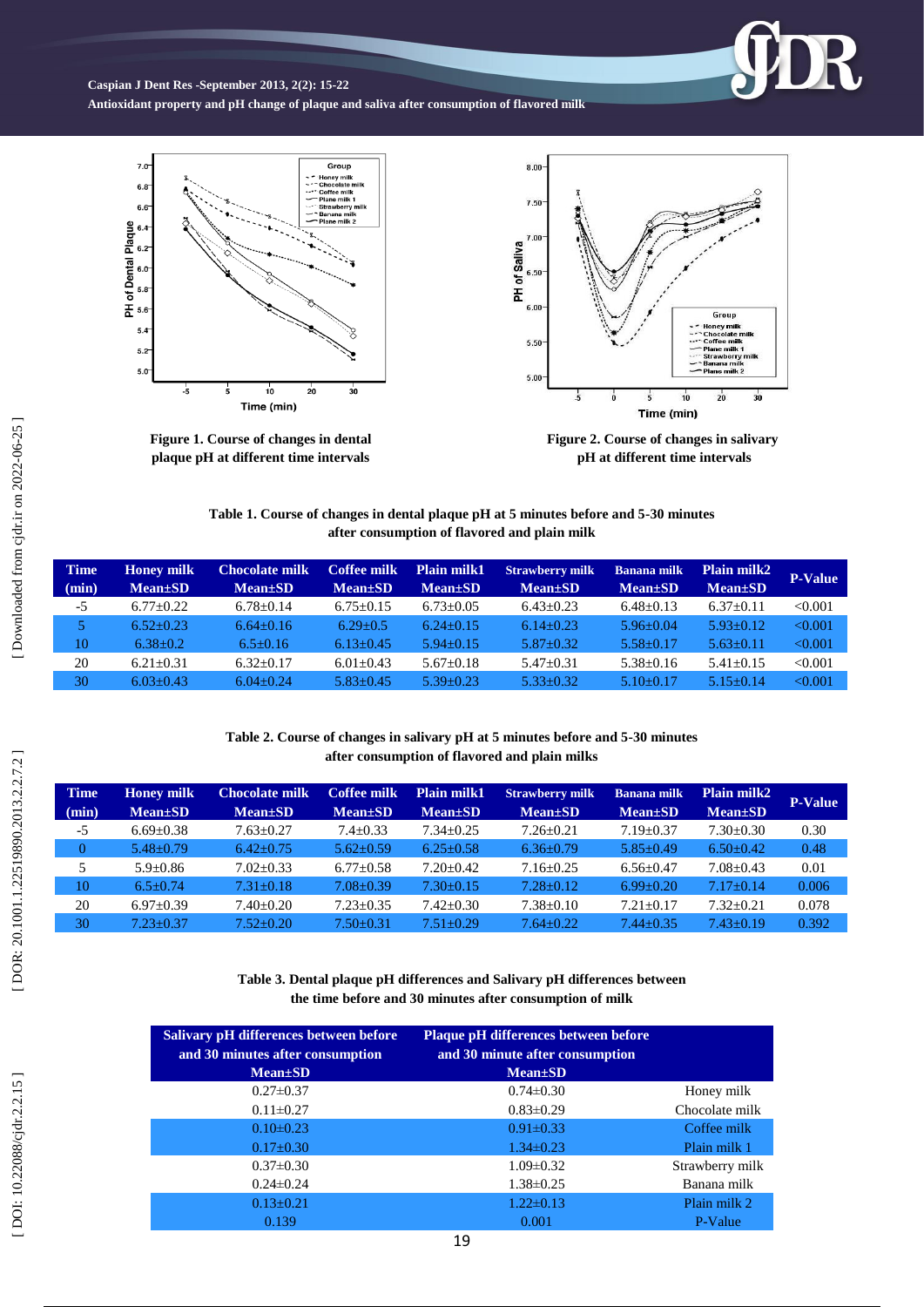**Figure 1. Course of changes in dental plaque pH at different time intervals**

**Figure 2. Course of changes in salivary pH at different time intervals**

**Table 1. Course of changes in dental plaque pH at 5 minutes before and 5-30 minutes after consumption of flavored and plain milk**

| Time (min) | Honey milk Mean±SD | Chocolate milk Mean±SD | Coffee milk Mean±SD | Plain milk1 Mean±SD | Strawberry milk Mean±SD | Banana milk Mean±SD | Plain milk2 Mean±SD | P-Value |
|---|---|---|---|---|---|---|---|---|
| -5 | 6.77±0.22 | 6.78±0.14 | 6.75±0.15 | 6.73±0.05 | 6.43±0.23 | 6.48±0.13 | 6.37±0.11 | <0.001 |
| 5 | 6.52±0.23 | 6.64±0.16 | 6.29±0.5 | 6.24±0.15 | 6.14±0.23 | 5.96±0.04 | 5.93±0.12 | <0.001 |
| 10 | 6.38±0.2 | 6.5±0.16 | 6.13±0.45 | 5.94±0.15 | 5.87±0.32 | 5.58±0.17 | 5.63±0.11 | <0.001 |
| 20 | 6.21±0.31 | 6.32±0.17 | 6.01±0.43 | 5.67±0.18 | 5.47±0.31 | 5.38±0.16 | 5.41±0.15 | <0.001 |
| 30 | 6.03±0.43 | 6.04±0.24 | 5.83±0.45 | 5.39±0.23 | 5.33±0.32 | 5.10±0.17 | 5.15±0.14 | <0.001 |

**Table 2. Course of changes in salivary pH at 5 minutes before and 5-30 minutes after consumption of flavored and plain milks**

| Time (min) | Honey milk Mean±SD | Chocolate milk Mean±SD | Coffee milk Mean±SD | Plain milk1 Mean±SD | Strawberry milk Mean±SD | Banana milk Mean±SD | Plain milk2 Mean±SD | P-Value |
|---|---|---|---|---|---|---|---|---|
| -5 | 6.69±0.38 | 7.63±0.27 | 7.4±0.33 | 7.34±0.25 | 7.26±0.21 | 7.19±0.37 | 7.30±0.30 | 0.30 |
| 0 | 5.48±0.79 | 6.42±0.75 | 5.62±0.59 | 6.25±0.58 | 6.36±0.79 | 5.85±0.49 | 6.50±0.42 | 0.48 |
| 5 | 5.9±0.86 | 7.02±0.33 | 6.77±0.58 | 7.20±0.42 | 7.16±0.25 | 6.56±0.47 | 7.08±0.43 | 0.01 |
| 10 | 6.5±0.74 | 7.31±0.18 | 7.08±0.39 | 7.30±0.15 | 7.28±0.12 | 6.99±0.20 | 7.17±0.14 | 0.006 |
| 20 | 6.97±0.39 | 7.40±0.20 | 7.23±0.35 | 7.42±0.30 | 7.38±0.10 | 7.21±0.17 | 7.32±0.21 | 0.078 |
| 30 | 7.23±0.37 | 7.52±0.20 | 7.50±0.31 | 7.51±0.29 | 7.64±0.22 | 7.44±0.35 | 7.43±0.19 | 0.392 |

**Table 3. Dental plaque pH differences and Salivary pH differences between the time before and 30 minutes after consumption of milk**

| Salivary pH differences between before and 30 minutes after consumption Mean±SD | Plaque pH differences between before and 30 minute after consumption Mean±SD | |
|---|---|---|
| 0.27±0.37 | 0.74±0.30 | Honey milk |
| 0.11±0.27 | 0.83±0.29 | Chocolate milk |
| 0.10±0.23 | 0.91±0.33 | Coffee milk |
| 0.17±0.30 | 1.34±0.23 | Plain milk 1 |
| 0.37±0.30 | 1.09±0.32 | Strawberry milk |
| 0.24±0.24 | 1.38±0.25 | Banana milk |
| 0.13±0.21 | 1.22±0.13 | Plain milk 2 |
| 0.139 | 0.001 | P-Value |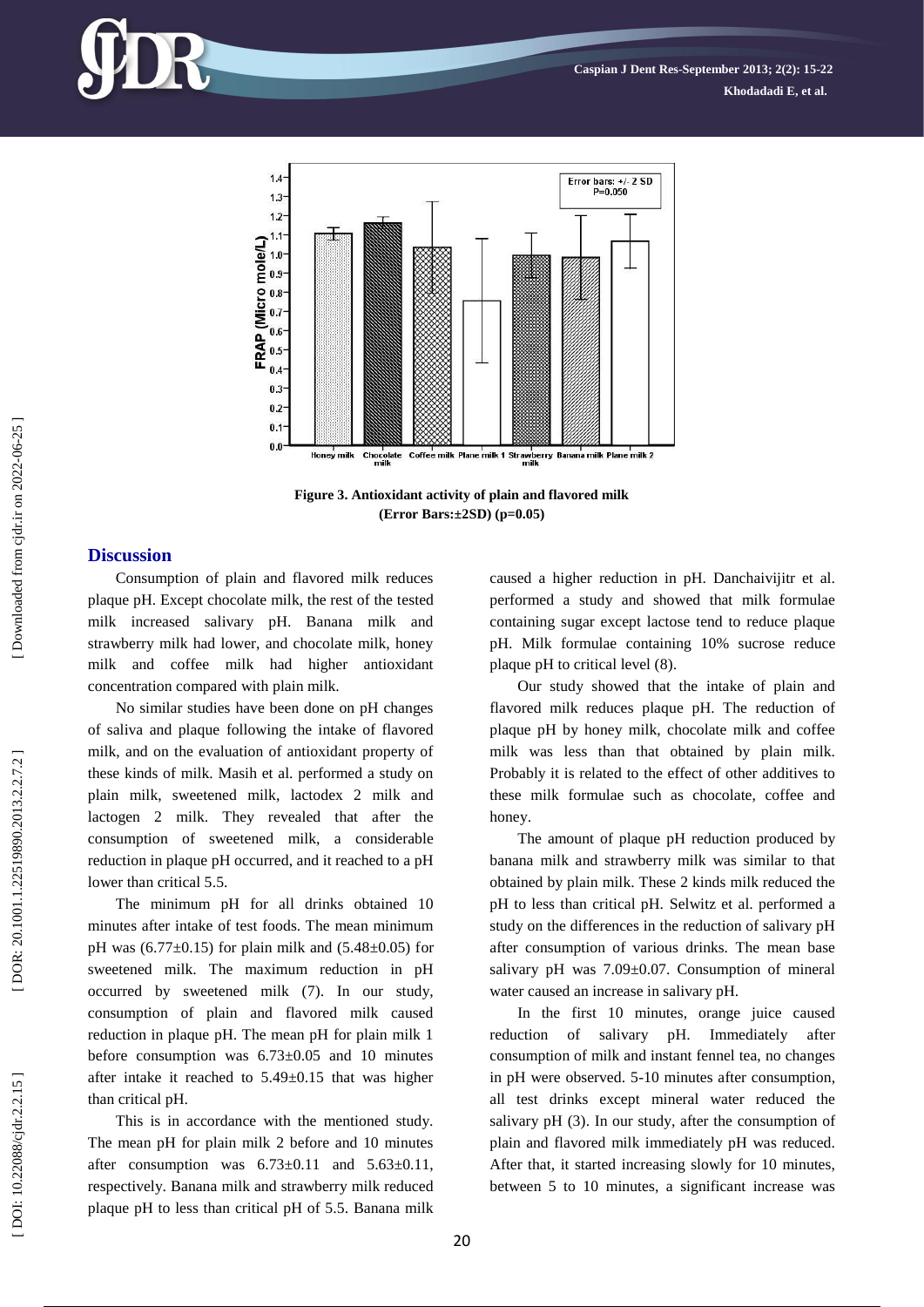**Figure 3. Antioxidant activity of plain and flavored milk (Error Bars:±2SD) (p=0.05)**

## Discussion

Consumption of plain and flavored milk reduces plaque pH. Except chocolate milk, the rest of the tested milk increased salivary pH. Banana milk and strawberry milk had lower, and chocolate milk, honey milk and coffee milk had higher antioxidant concentration compared with plain milk.

No similar studies have been done on pH changes of saliva and plaque following the intake of flavored milk, and on the evaluation of antioxidant property of these kinds of milk. Masih et al. performed a study on plain milk, sweetened milk, lactodex 2 milk and lactogen 2 milk. They revealed that after the consumption of sweetened milk, a considerable reduction in plaque pH occurred, and it reached to a pH lower than critical 5.5.

The minimum pH for all drinks obtained 10 minutes after intake of test foods. The mean minimum pH was (6.77±0.15) for plain milk and (5.48±0.05) for sweetened milk. The maximum reduction in pH occurred by sweetened milk (7). In our study, consumption of plain and flavored milk caused reduction in plaque pH. The mean pH for plain milk 1 before consumption was 6.73±0.05 and 10 minutes after intake it reached to 5.49±0.15 that was higher than critical pH.

This is in accordance with the mentioned study. The mean pH for plain milk 2 before and 10 minutes after consumption was 6.73±0.11 and 5.63±0.11, respectively. Banana milk and strawberry milk reduced plaque pH to less than critical pH of 5.5. Banana milk caused a higher reduction in pH. Danchaivijitr et al. performed a study and showed that milk formulae containing sugar except lactose tend to reduce plaque pH. Milk formulae containing 10% sucrose reduce plaque pH to critical level (8).

Our study showed that the intake of plain and flavored milk reduces plaque pH. The reduction of plaque pH by honey milk, chocolate milk and coffee milk was less than that obtained by plain milk. Probably it is related to the effect of other additives to these milk formulae such as chocolate, coffee and honey.

The amount of plaque pH reduction produced by banana milk and strawberry milk was similar to that obtained by plain milk. These 2 kinds milk reduced the pH to less than critical pH. Selwitz et al. performed a study on the differences in the reduction of salivary pH after consumption of various drinks. The mean base salivary pH was 7.09±0.07. Consumption of mineral water caused an increase in salivary pH.

In the first 10 minutes, orange juice caused reduction of salivary pH. Immediately after consumption of milk and instant fennel tea, no changes in pH were observed. 5-10 minutes after consumption, all test drinks except mineral water reduced the salivary pH (3). In our study, after the consumption of plain and flavored milk immediately pH was reduced. After that, it started increasing slowly for 10 minutes, between 5 to 10 minutes, a significant increase was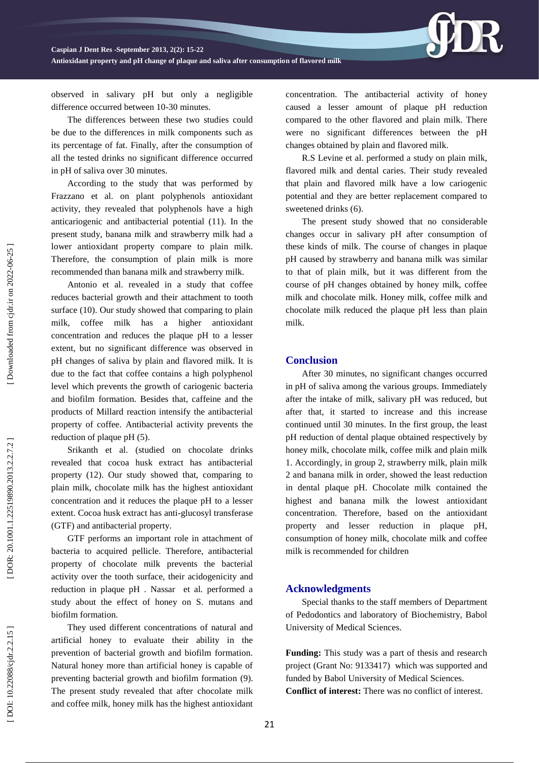observed in salivary pH but only a negligible difference occurred between 10-30 minutes.

The differences between these two studies could be due to the differences in milk components such as its percentage of fat. Finally, after the consumption of all the tested drinks no significant difference occurred in pH of saliva over 30 minutes.

According to the study that was performed by Frazzano et al. on plant polyphenols antioxidant activity, they revealed that polyphenols have a high anticariogenic and antibacterial potential (11). In the present study, banana milk and strawberry milk had a lower antioxidant property compare to plain milk. Therefore, the consumption of plain milk is more recommended than banana milk and strawberry milk.

Antonio et al. revealed in a study that coffee reduces bacterial growth and their attachment to tooth surface (10). Our study showed that comparing to plain milk, coffee milk has a higher antioxidant concentration and reduces the plaque pH to a lesser extent, but no significant difference was observed in pH changes of saliva by plain and flavored milk. It is due to the fact that coffee contains a high polyphenol level which prevents the growth of cariogenic bacteria and biofilm formation. Besides that, caffeine and the products of Millard reaction intensify the antibacterial property of coffee. Antibacterial activity prevents the reduction of plaque pH (5).

Srikanth et al. (studied on chocolate drinks revealed that cocoa husk extract has antibacterial property (12). Our study showed that, comparing to plain milk, chocolate milk has the highest antioxidant concentration and it reduces the plaque pH to a lesser extent. Cocoa husk extract has anti-glucosyl transferase (GTF) and antibacterial property.

GTF performs an important role in attachment of bacteria to acquired pellicle. Therefore, antibacterial property of chocolate milk prevents the bacterial activity over the tooth surface, their acidogenicity and reduction in plaque pH . Nassar et al. performed a study about the effect of honey on S. mutans and biofilm formation.

They used different concentrations of natural and artificial honey to evaluate their ability in the prevention of bacterial growth and biofilm formation. Natural honey more than artificial honey is capable of preventing bacterial growth and biofilm formation (9). The present study revealed that after chocolate milk and coffee milk, honey milk has the highest antioxidant concentration. The antibacterial activity of honey caused a lesser amount of plaque pH reduction compared to the other flavored and plain milk. There were no significant differences between the pH changes obtained by plain and flavored milk.

R.S Levine et al. performed a study on plain milk, flavored milk and dental caries. Their study revealed that plain and flavored milk have a low cariogenic potential and they are better replacement compared to sweetened drinks (6).

The present study showed that no considerable changes occur in salivary pH after consumption of these kinds of milk. The course of changes in plaque pH caused by strawberry and banana milk was similar to that of plain milk, but it was different from the course of pH changes obtained by honey milk, coffee milk and chocolate milk. Honey milk, coffee milk and chocolate milk reduced the plaque pH less than plain milk.

## Conclusion

After 30 minutes, no significant changes occurred in pH of saliva among the various groups. Immediately after the intake of milk, salivary pH was reduced, but after that, it started to increase and this increase continued until 30 minutes. In the first group, the least pH reduction of dental plaque obtained respectively by honey milk, chocolate milk, coffee milk and plain milk 1. Accordingly, in group 2, strawberry milk, plain milk 2 and banana milk in order, showed the least reduction in dental plaque pH. Chocolate milk contained the highest and banana milk the lowest antioxidant concentration. Therefore, based on the antioxidant property and lesser reduction in plaque pH, consumption of honey milk, chocolate milk and coffee milk is recommended for children

## Acknowledgments

Special thanks to the staff members of Department of Pedodontics and laboratory of Biochemistry, Babol University of Medical Sciences.

**Funding:** This study was a part of thesis and research project (Grant No: 9133417) which was supported and funded by Babol University of Medical Sciences.
**Conflict of interest:** There was no conflict of interest.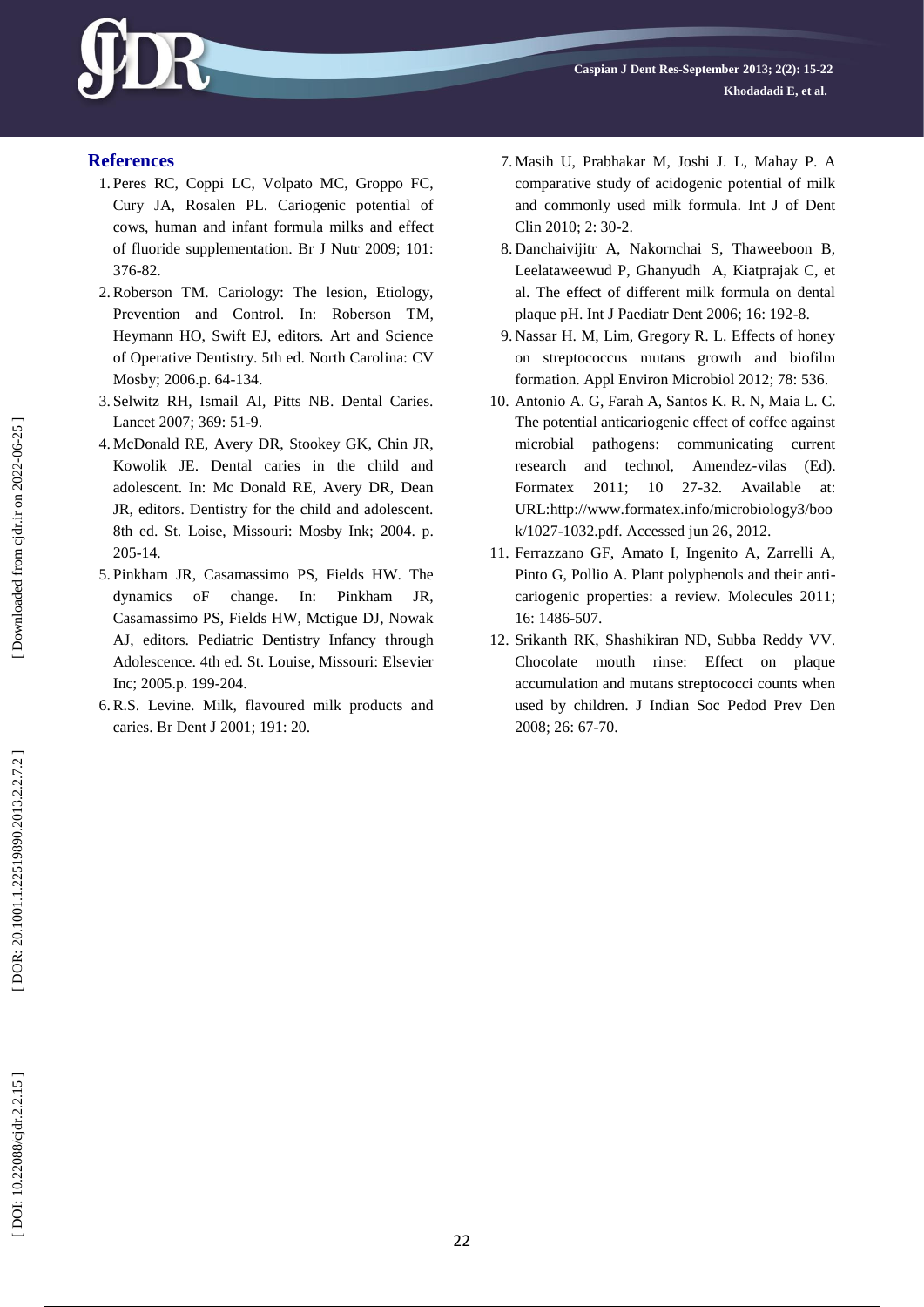## References

1. Peres RC, Coppi LC, Volpato MC, Groppo FC, Cury JA, Rosalen PL. Cariogenic potential of cows, human and infant formula milks and effect of fluoride supplementation. Br J Nutr 2009; 101: 376-82.
2. Roberson TM. Cariology: The lesion, Etiology, Prevention and Control. In: Roberson TM, Heymann HO, Swift EJ, editors. Art and Science of Operative Dentistry. 5th ed. North Carolina: CV Mosby; 2006.p. 64-134.
3. Selwitz RH, Ismail AI, Pitts NB. Dental Caries. Lancet 2007; 369: 51-9.
4. McDonald RE, Avery DR, Stookey GK, Chin JR, Kowolik JE. Dental caries in the child and adolescent. In: Mc Donald RE, Avery DR, Dean JR, editors. Dentistry for the child and adolescent. 8th ed. St. Loise, Missouri: Mosby Ink; 2004. p. 205-14.
5. Pinkham JR, Casamassimo PS, Fields HW. The dynamics oF change. In: Pinkham JR, Casamassimo PS, Fields HW, Mctigue DJ, Nowak AJ, editors. Pediatric Dentistry Infancy through Adolescence. 4th ed. St. Louise, Missouri: Elsevier Inc; 2005.p. 199-204.
6. R.S. Levine. Milk, flavoured milk products and caries. Br Dent J 2001; 191: 20.
7. Masih U, Prabhakar M, Joshi J. L, Mahay P. A comparative study of acidogenic potential of milk and commonly used milk formula. Int J of Dent Clin 2010; 2: 30-2.
8. Danchaivijitr A, Nakornchai S, Thaweeboon B, Leelataweewud P, Ghanyudh A, Kiatprajak C, et al. The effect of different milk formula on dental plaque pH. Int J Paediatr Dent 2006; 16: 192-8.
9. Nassar H. M, Lim, Gregory R. L. Effects of honey on streptococcus mutans growth and biofilm formation. Appl Environ Microbiol 2012; 78: 536.
10. Antonio A. G, Farah A, Santos K. R. N, Maia L. C. The potential anticariogenic effect of coffee against microbial pathogens: communicating current research and technol, Amendez-vilas (Ed). Formatex 2011; 10 27-32. Available at: URL:http://www.formatex.info/microbiology3/book/1027-1032.pdf. Accessed jun 26, 2012.
11. Ferrazzano GF, Amato I, Ingenito A, Zarrelli A, Pinto G, Pollio A. Plant polyphenols and their anti-cariogenic properties: a review. Molecules 2011; 16: 1486-507.
12. Srikanth RK, Shashikiran ND, Subba Reddy VV. Chocolate mouth rinse: Effect on plaque accumulation and mutans streptococci counts when used by children. J Indian Soc Pedod Prev Den 2008; 26: 67-70.